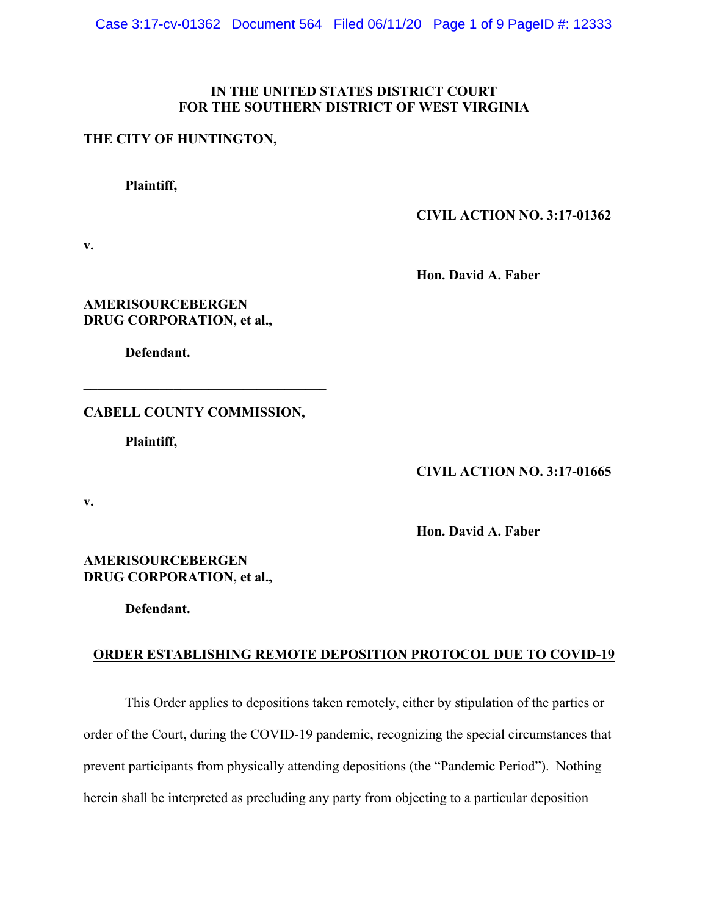**IN THE UNITED STATES DISTRICT COURT**
**FOR THE SOUTHERN DISTRICT OF WEST VIRGINIA**

**THE CITY OF HUNTINGTON,**

**Plaintiff,**

**CIVIL ACTION NO. 3:17-01362**

**v.**

**Hon. David A. Faber**

**AMERISOURCEBERGEN DRUG CORPORATION, et al.,**

**Defendant.**

---

**CABELL COUNTY COMMISSION,**

**Plaintiff,**

**CIVIL ACTION NO. 3:17-01665**

**v.**

**Hon. David A. Faber**

**AMERISOURCEBERGEN DRUG CORPORATION, et al.,**

**Defendant.**

**ORDER ESTABLISHING REMOTE DEPOSITION PROTOCOL DUE TO COVID-19**

This Order applies to depositions taken remotely, either by stipulation of the parties or order of the Court, during the COVID-19 pandemic, recognizing the special circumstances that prevent participants from physically attending depositions (the "Pandemic Period"). Nothing herein shall be interpreted as precluding any party from objecting to a particular deposition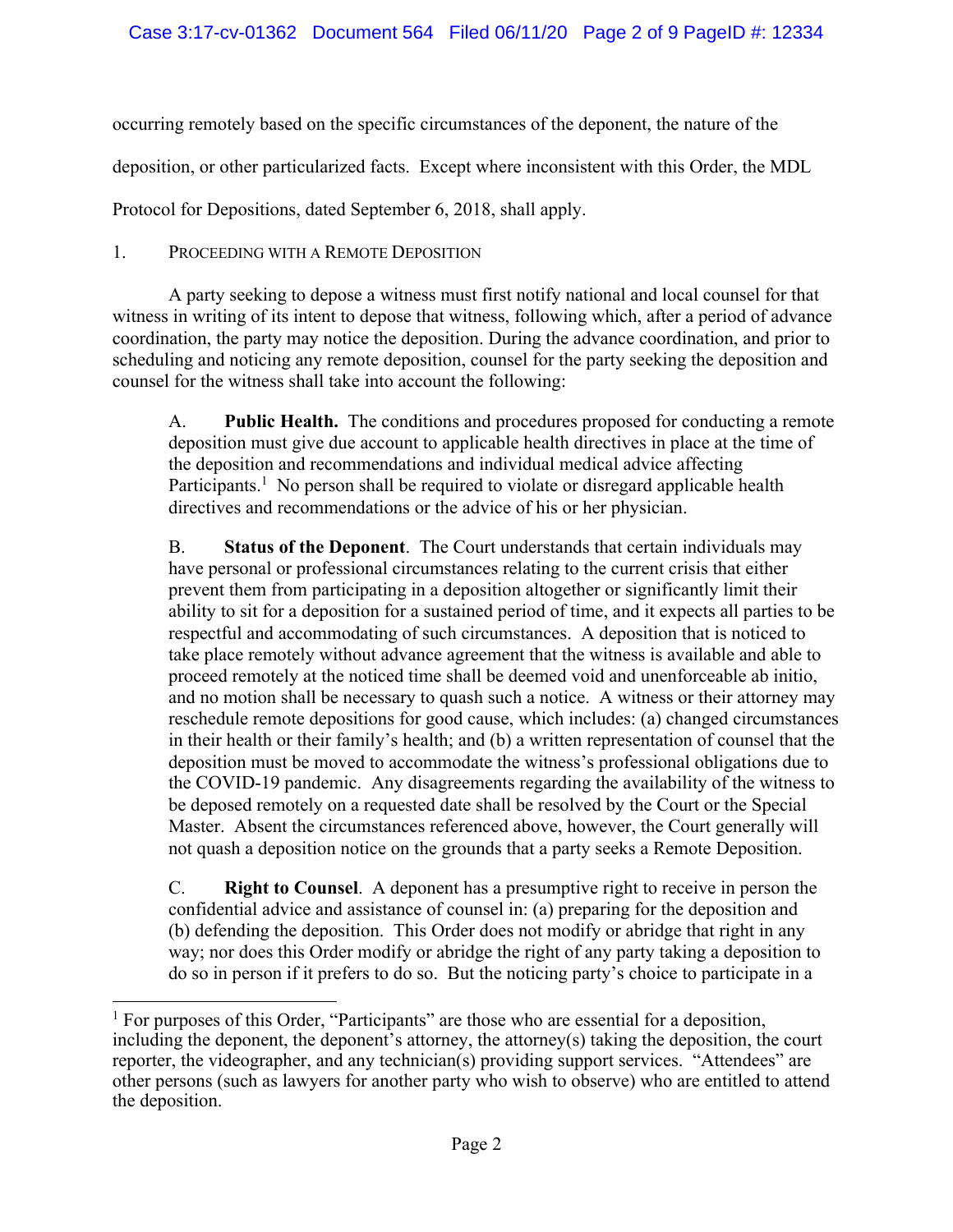occurring remotely based on the specific circumstances of the deponent, the nature of the deposition, or other particularized facts. Except where inconsistent with this Order, the MDL Protocol for Depositions, dated September 6, 2018, shall apply.

1. PROCEEDING WITH A REMOTE DEPOSITION

A party seeking to depose a witness must first notify national and local counsel for that witness in writing of its intent to depose that witness, following which, after a period of advance coordination, the party may notice the deposition. During the advance coordination, and prior to scheduling and noticing any remote deposition, counsel for the party seeking the deposition and counsel for the witness shall take into account the following:

> A. **Public Health.** The conditions and procedures proposed for conducting a remote deposition must give due account to applicable health directives in place at the time of the deposition and recommendations and individual medical advice affecting Participants.[1] No person shall be required to violate or disregard applicable health directives and recommendations or the advice of his or her physician.
>
> B. **Status of the Deponent**. The Court understands that certain individuals may have personal or professional circumstances relating to the current crisis that either prevent them from participating in a deposition altogether or significantly limit their ability to sit for a deposition for a sustained period of time, and it expects all parties to be respectful and accommodating of such circumstances. A deposition that is noticed to take place remotely without advance agreement that the witness is available and able to proceed remotely at the noticed time shall be deemed void and unenforceable ab initio, and no motion shall be necessary to quash such a notice. A witness or their attorney may reschedule remote depositions for good cause, which includes: (a) changed circumstances in their health or their family's health; and (b) a written representation of counsel that the deposition must be moved to accommodate the witness's professional obligations due to the COVID-19 pandemic. Any disagreements regarding the availability of the witness to be deposed remotely on a requested date shall be resolved by the Court or the Special Master. Absent the circumstances referenced above, however, the Court generally will not quash a deposition notice on the grounds that a party seeks a Remote Deposition.
>
> C. **Right to Counsel**. A deponent has a presumptive right to receive in person the confidential advice and assistance of counsel in: (a) preparing for the deposition and (b) defending the deposition. This Order does not modify or abridge that right in any way; nor does this Order modify or abridge the right of any party taking a deposition to do so in person if it prefers to do so. But the noticing party's choice to participate in a

---

[1] For purposes of this Order, "Participants" are those who are essential for a deposition, including the deponent, the deponent's attorney, the attorney(s) taking the deposition, the court reporter, the videographer, and any technician(s) providing support services. "Attendees" are other persons (such as lawyers for another party who wish to observe) who are entitled to attend the deposition.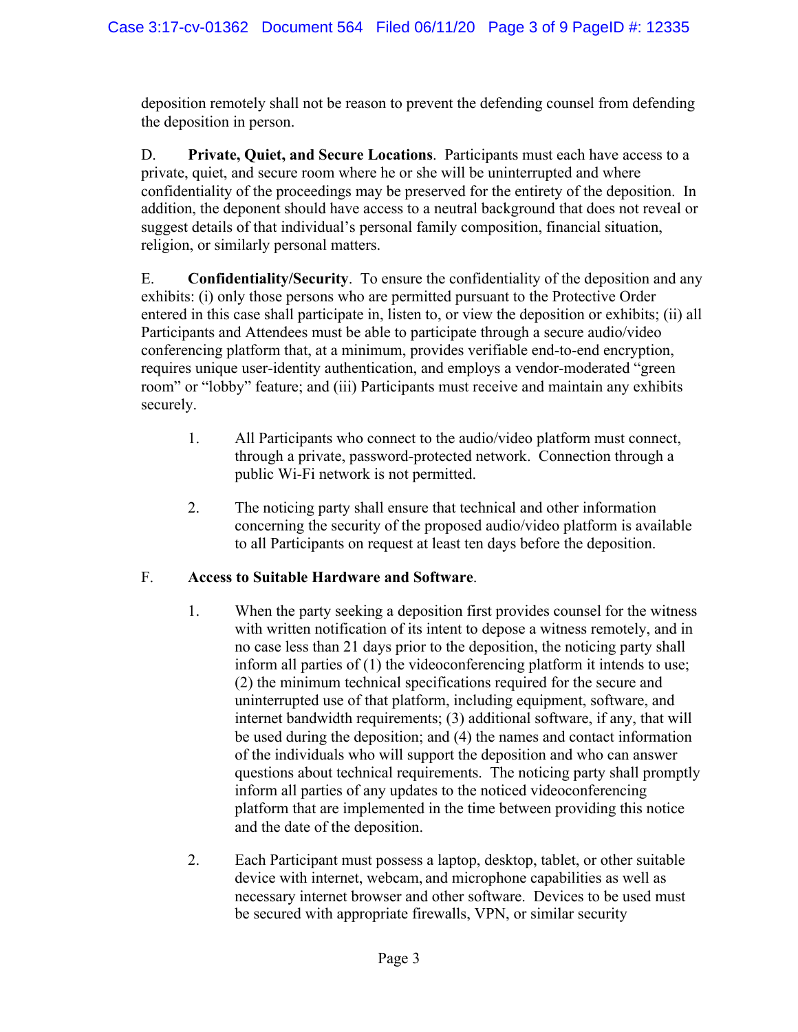deposition remotely shall not be reason to prevent the defending counsel from defending the deposition in person.

D. **Private, Quiet, and Secure Locations**. Participants must each have access to a private, quiet, and secure room where he or she will be uninterrupted and where confidentiality of the proceedings may be preserved for the entirety of the deposition. In addition, the deponent should have access to a neutral background that does not reveal or suggest details of that individual's personal family composition, financial situation, religion, or similarly personal matters.

E. **Confidentiality/Security**. To ensure the confidentiality of the deposition and any exhibits: (i) only those persons who are permitted pursuant to the Protective Order entered in this case shall participate in, listen to, or view the deposition or exhibits; (ii) all Participants and Attendees must be able to participate through a secure audio/video conferencing platform that, at a minimum, provides verifiable end-to-end encryption, requires unique user-identity authentication, and employs a vendor-moderated "green room" or "lobby" feature; and (iii) Participants must receive and maintain any exhibits securely.

1. All Participants who connect to the audio/video platform must connect, through a private, password-protected network. Connection through a public Wi-Fi network is not permitted.

2. The noticing party shall ensure that technical and other information concerning the security of the proposed audio/video platform is available to all Participants on request at least ten days before the deposition.

F. **Access to Suitable Hardware and Software**.

1. When the party seeking a deposition first provides counsel for the witness with written notification of its intent to depose a witness remotely, and in no case less than 21 days prior to the deposition, the noticing party shall inform all parties of (1) the videoconferencing platform it intends to use; (2) the minimum technical specifications required for the secure and uninterrupted use of that platform, including equipment, software, and internet bandwidth requirements; (3) additional software, if any, that will be used during the deposition; and (4) the names and contact information of the individuals who will support the deposition and who can answer questions about technical requirements. The noticing party shall promptly inform all parties of any updates to the noticed videoconferencing platform that are implemented in the time between providing this notice and the date of the deposition.

2. Each Participant must possess a laptop, desktop, tablet, or other suitable device with internet, webcam, and microphone capabilities as well as necessary internet browser and other software. Devices to be used must be secured with appropriate firewalls, VPN, or similar security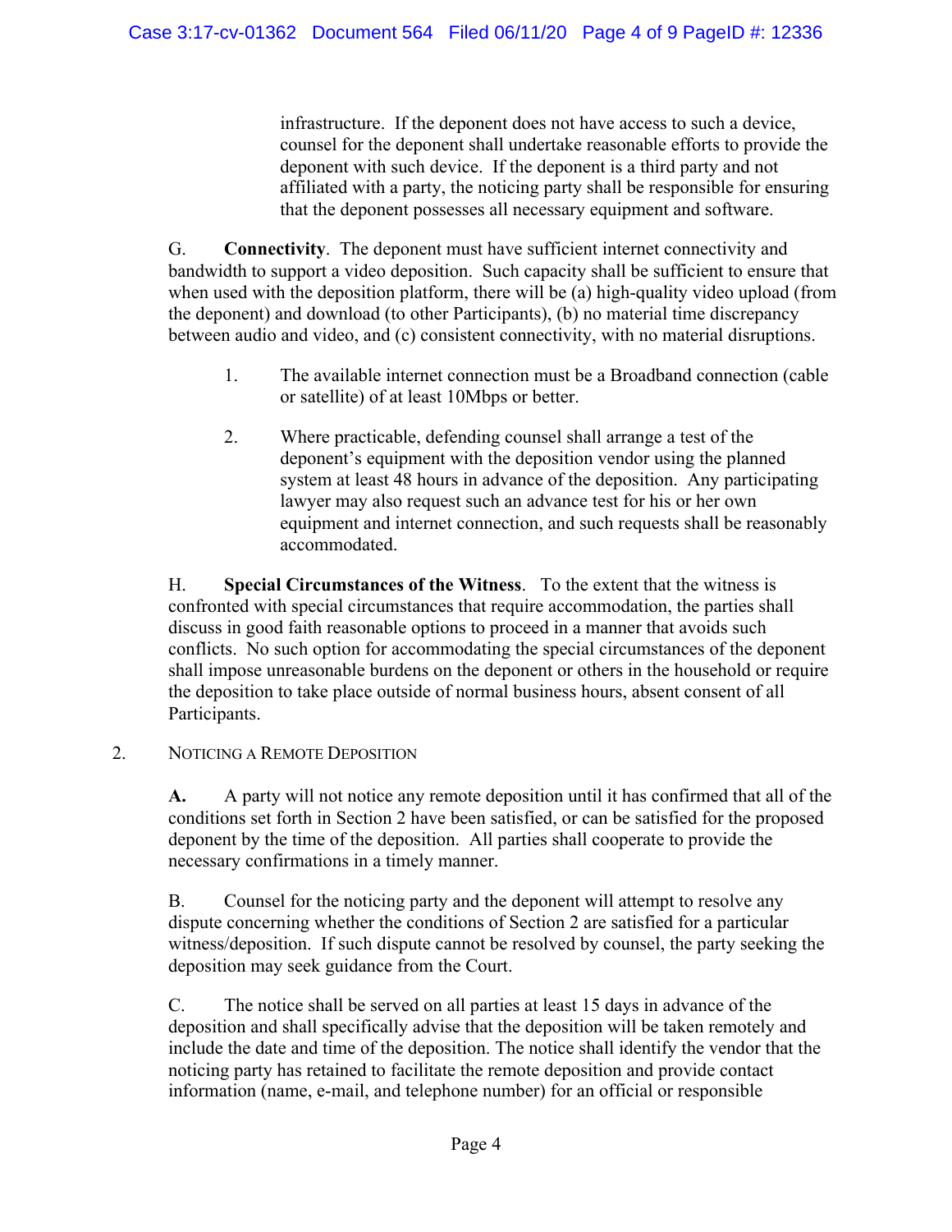infrastructure. If the deponent does not have access to such a device, counsel for the deponent shall undertake reasonable efforts to provide the deponent with such device. If the deponent is a third party and not affiliated with a party, the noticing party shall be responsible for ensuring that the deponent possesses all necessary equipment and software.

G. **Connectivity**. The deponent must have sufficient internet connectivity and bandwidth to support a video deposition. Such capacity shall be sufficient to ensure that when used with the deposition platform, there will be (a) high-quality video upload (from the deponent) and download (to other Participants), (b) no material time discrepancy between audio and video, and (c) consistent connectivity, with no material disruptions.

1. The available internet connection must be a Broadband connection (cable or satellite) of at least 10Mbps or better.

2. Where practicable, defending counsel shall arrange a test of the deponent's equipment with the deposition vendor using the planned system at least 48 hours in advance of the deposition. Any participating lawyer may also request such an advance test for his or her own equipment and internet connection, and such requests shall be reasonably accommodated.

H. **Special Circumstances of the Witness**. To the extent that the witness is confronted with special circumstances that require accommodation, the parties shall discuss in good faith reasonable options to proceed in a manner that avoids such conflicts. No such option for accommodating the special circumstances of the deponent shall impose unreasonable burdens on the deponent or others in the household or require the deposition to take place outside of normal business hours, absent consent of all Participants.

## 2. Noticing a Remote Deposition

**A.** A party will not notice any remote deposition until it has confirmed that all of the conditions set forth in Section 2 have been satisfied, or can be satisfied for the proposed deponent by the time of the deposition. All parties shall cooperate to provide the necessary confirmations in a timely manner.

B. Counsel for the noticing party and the deponent will attempt to resolve any dispute concerning whether the conditions of Section 2 are satisfied for a particular witness/deposition. If such dispute cannot be resolved by counsel, the party seeking the deposition may seek guidance from the Court.

C. The notice shall be served on all parties at least 15 days in advance of the deposition and shall specifically advise that the deposition will be taken remotely and include the date and time of the deposition. The notice shall identify the vendor that the noticing party has retained to facilitate the remote deposition and provide contact information (name, e-mail, and telephone number) for an official or responsible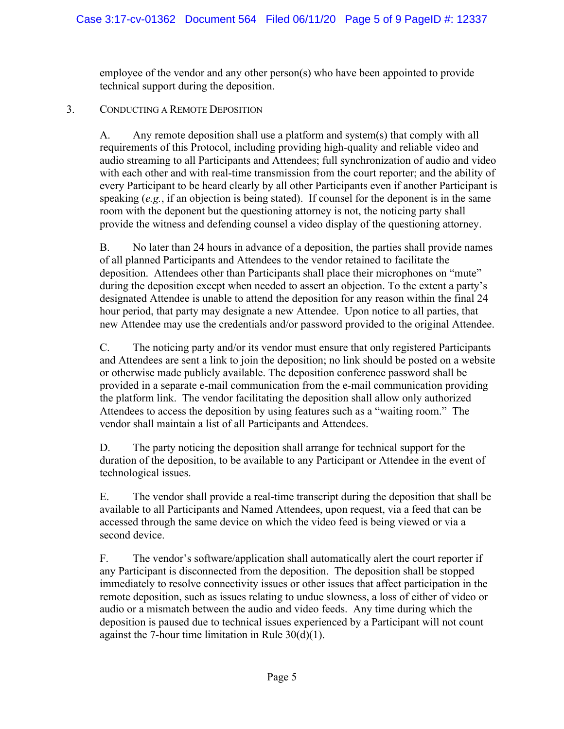employee of the vendor and any other person(s) who have been appointed to provide technical support during the deposition.

3. CONDUCTING A REMOTE DEPOSITION

A. Any remote deposition shall use a platform and system(s) that comply with all requirements of this Protocol, including providing high-quality and reliable video and audio streaming to all Participants and Attendees; full synchronization of audio and video with each other and with real-time transmission from the court reporter; and the ability of every Participant to be heard clearly by all other Participants even if another Participant is speaking (*e.g.*, if an objection is being stated). If counsel for the deponent is in the same room with the deponent but the questioning attorney is not, the noticing party shall provide the witness and defending counsel a video display of the questioning attorney.

B. No later than 24 hours in advance of a deposition, the parties shall provide names of all planned Participants and Attendees to the vendor retained to facilitate the deposition. Attendees other than Participants shall place their microphones on "mute" during the deposition except when needed to assert an objection. To the extent a party's designated Attendee is unable to attend the deposition for any reason within the final 24 hour period, that party may designate a new Attendee. Upon notice to all parties, that new Attendee may use the credentials and/or password provided to the original Attendee.

C. The noticing party and/or its vendor must ensure that only registered Participants and Attendees are sent a link to join the deposition; no link should be posted on a website or otherwise made publicly available. The deposition conference password shall be provided in a separate e-mail communication from the e-mail communication providing the platform link. The vendor facilitating the deposition shall allow only authorized Attendees to access the deposition by using features such as a "waiting room." The vendor shall maintain a list of all Participants and Attendees.

D. The party noticing the deposition shall arrange for technical support for the duration of the deposition, to be available to any Participant or Attendee in the event of technological issues.

E. The vendor shall provide a real-time transcript during the deposition that shall be available to all Participants and Named Attendees, upon request, via a feed that can be accessed through the same device on which the video feed is being viewed or via a second device.

F. The vendor's software/application shall automatically alert the court reporter if any Participant is disconnected from the deposition. The deposition shall be stopped immediately to resolve connectivity issues or other issues that affect participation in the remote deposition, such as issues relating to undue slowness, a loss of either of video or audio or a mismatch between the audio and video feeds. Any time during which the deposition is paused due to technical issues experienced by a Participant will not count against the 7-hour time limitation in Rule 30(d)(1).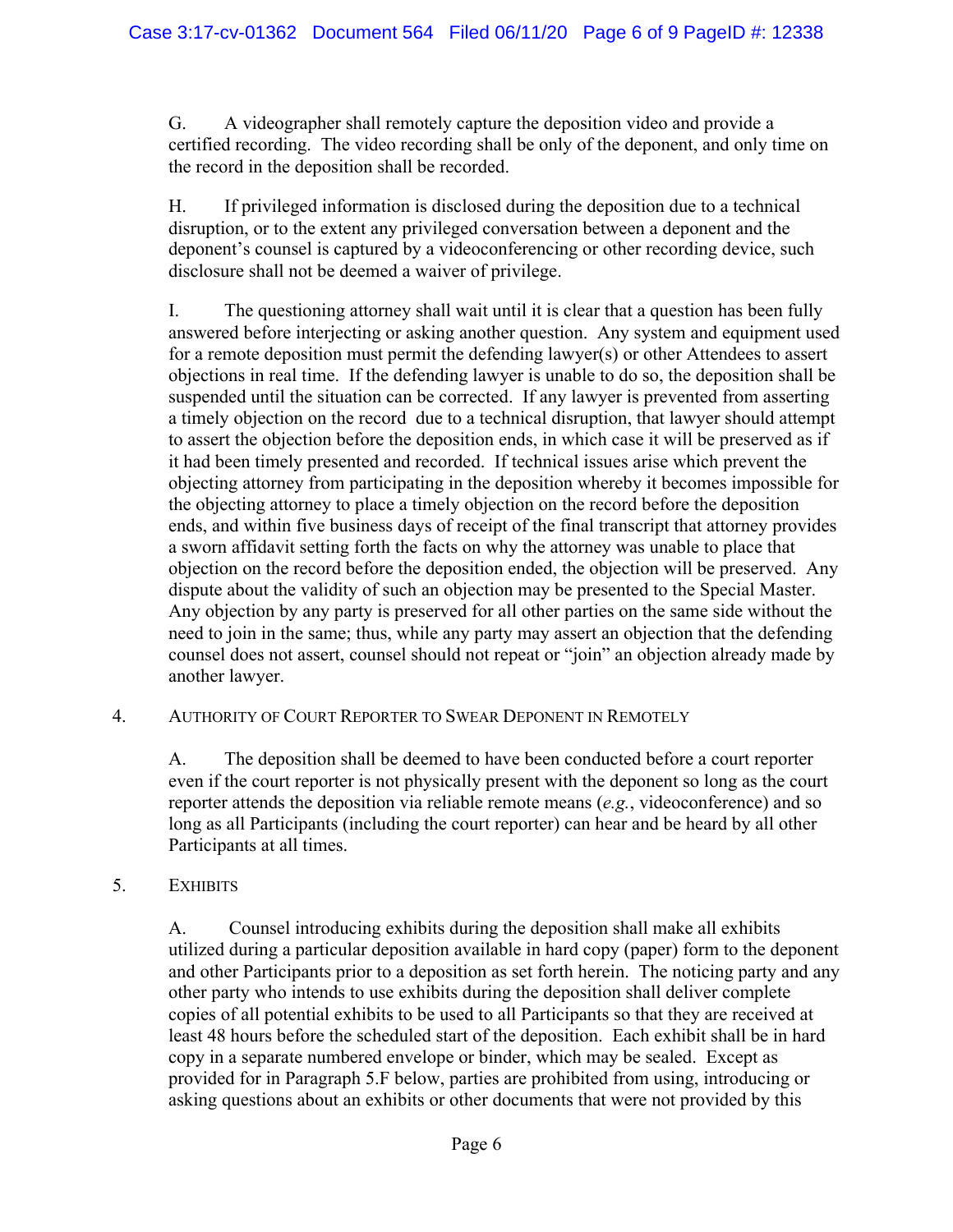G. A videographer shall remotely capture the deposition video and provide a certified recording. The video recording shall be only of the deponent, and only time on the record in the deposition shall be recorded.

H. If privileged information is disclosed during the deposition due to a technical disruption, or to the extent any privileged conversation between a deponent and the deponent's counsel is captured by a videoconferencing or other recording device, such disclosure shall not be deemed a waiver of privilege.

I. The questioning attorney shall wait until it is clear that a question has been fully answered before interjecting or asking another question. Any system and equipment used for a remote deposition must permit the defending lawyer(s) or other Attendees to assert objections in real time. If the defending lawyer is unable to do so, the deposition shall be suspended until the situation can be corrected. If any lawyer is prevented from asserting a timely objection on the record due to a technical disruption, that lawyer should attempt to assert the objection before the deposition ends, in which case it will be preserved as if it had been timely presented and recorded. If technical issues arise which prevent the objecting attorney from participating in the deposition whereby it becomes impossible for the objecting attorney to place a timely objection on the record before the deposition ends, and within five business days of receipt of the final transcript that attorney provides a sworn affidavit setting forth the facts on why the attorney was unable to place that objection on the record before the deposition ended, the objection will be preserved. Any dispute about the validity of such an objection may be presented to the Special Master. Any objection by any party is preserved for all other parties on the same side without the need to join in the same; thus, while any party may assert an objection that the defending counsel does not assert, counsel should not repeat or "join" an objection already made by another lawyer.

4. AUTHORITY OF COURT REPORTER TO SWEAR DEPONENT IN REMOTELY

A. The deposition shall be deemed to have been conducted before a court reporter even if the court reporter is not physically present with the deponent so long as the court reporter attends the deposition via reliable remote means (*e.g.*, videoconference) and so long as all Participants (including the court reporter) can hear and be heard by all other Participants at all times.

5. EXHIBITS

A. Counsel introducing exhibits during the deposition shall make all exhibits utilized during a particular deposition available in hard copy (paper) form to the deponent and other Participants prior to a deposition as set forth herein. The noticing party and any other party who intends to use exhibits during the deposition shall deliver complete copies of all potential exhibits to be used to all Participants so that they are received at least 48 hours before the scheduled start of the deposition. Each exhibit shall be in hard copy in a separate numbered envelope or binder, which may be sealed. Except as provided for in Paragraph 5.F below, parties are prohibited from using, introducing or asking questions about an exhibits or other documents that were not provided by this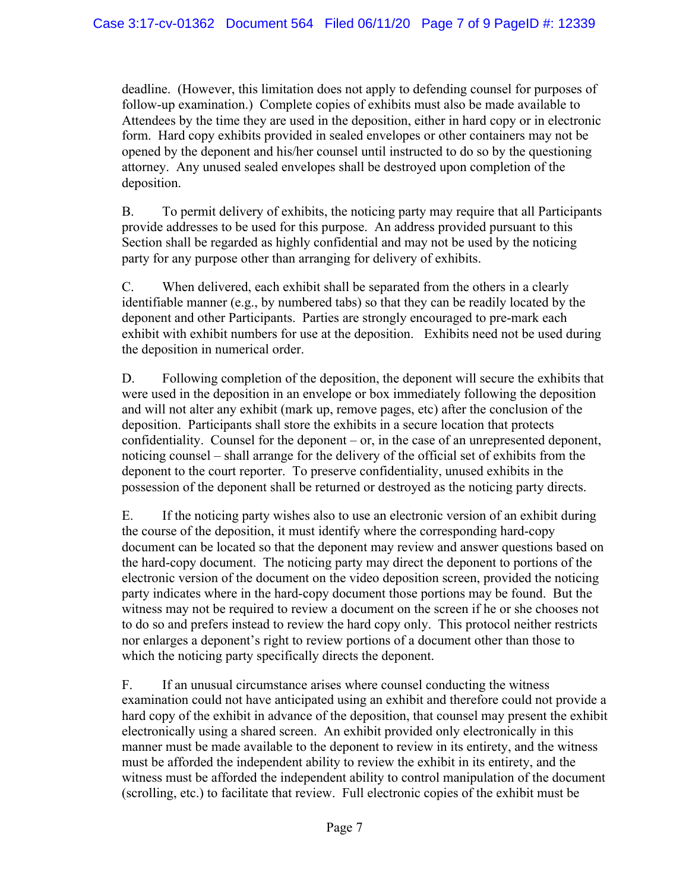deadline. (However, this limitation does not apply to defending counsel for purposes of follow-up examination.) Complete copies of exhibits must also be made available to Attendees by the time they are used in the deposition, either in hard copy or in electronic form. Hard copy exhibits provided in sealed envelopes or other containers may not be opened by the deponent and his/her counsel until instructed to do so by the questioning attorney. Any unused sealed envelopes shall be destroyed upon completion of the deposition.

B. To permit delivery of exhibits, the noticing party may require that all Participants provide addresses to be used for this purpose. An address provided pursuant to this Section shall be regarded as highly confidential and may not be used by the noticing party for any purpose other than arranging for delivery of exhibits.

C. When delivered, each exhibit shall be separated from the others in a clearly identifiable manner (e.g., by numbered tabs) so that they can be readily located by the deponent and other Participants. Parties are strongly encouraged to pre-mark each exhibit with exhibit numbers for use at the deposition. Exhibits need not be used during the deposition in numerical order.

D. Following completion of the deposition, the deponent will secure the exhibits that were used in the deposition in an envelope or box immediately following the deposition and will not alter any exhibit (mark up, remove pages, etc) after the conclusion of the deposition. Participants shall store the exhibits in a secure location that protects confidentiality. Counsel for the deponent – or, in the case of an unrepresented deponent, noticing counsel – shall arrange for the delivery of the official set of exhibits from the deponent to the court reporter. To preserve confidentiality, unused exhibits in the possession of the deponent shall be returned or destroyed as the noticing party directs.

E. If the noticing party wishes also to use an electronic version of an exhibit during the course of the deposition, it must identify where the corresponding hard-copy document can be located so that the deponent may review and answer questions based on the hard-copy document. The noticing party may direct the deponent to portions of the electronic version of the document on the video deposition screen, provided the noticing party indicates where in the hard-copy document those portions may be found. But the witness may not be required to review a document on the screen if he or she chooses not to do so and prefers instead to review the hard copy only. This protocol neither restricts nor enlarges a deponent's right to review portions of a document other than those to which the noticing party specifically directs the deponent.

F. If an unusual circumstance arises where counsel conducting the witness examination could not have anticipated using an exhibit and therefore could not provide a hard copy of the exhibit in advance of the deposition, that counsel may present the exhibit electronically using a shared screen. An exhibit provided only electronically in this manner must be made available to the deponent to review in its entirety, and the witness must be afforded the independent ability to review the exhibit in its entirety, and the witness must be afforded the independent ability to control manipulation of the document (scrolling, etc.) to facilitate that review. Full electronic copies of the exhibit must be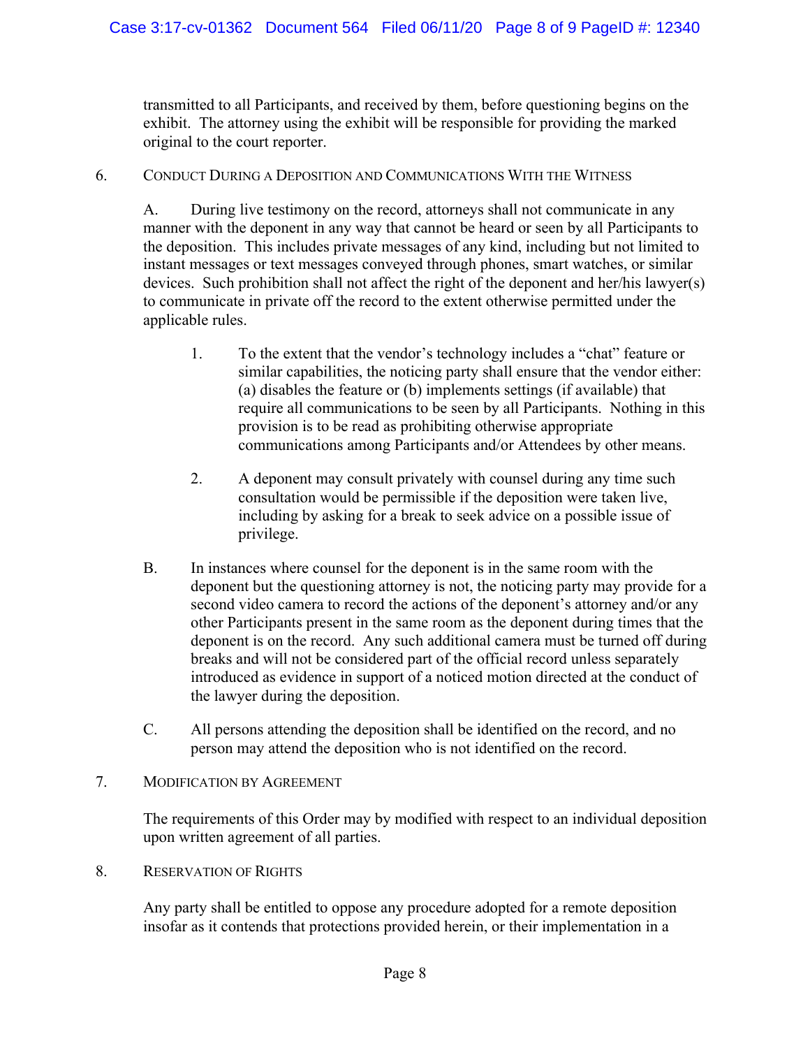transmitted to all Participants, and received by them, before questioning begins on the exhibit. The attorney using the exhibit will be responsible for providing the marked original to the court reporter.

6. Conduct During a Deposition and Communications With the Witness

A. During live testimony on the record, attorneys shall not communicate in any manner with the deponent in any way that cannot be heard or seen by all Participants to the deposition. This includes private messages of any kind, including but not limited to instant messages or text messages conveyed through phones, smart watches, or similar devices. Such prohibition shall not affect the right of the deponent and her/his lawyer(s) to communicate in private off the record to the extent otherwise permitted under the applicable rules.

1. To the extent that the vendor's technology includes a "chat" feature or similar capabilities, the noticing party shall ensure that the vendor either: (a) disables the feature or (b) implements settings (if available) that require all communications to be seen by all Participants. Nothing in this provision is to be read as prohibiting otherwise appropriate communications among Participants and/or Attendees by other means.

2. A deponent may consult privately with counsel during any time such consultation would be permissible if the deposition were taken live, including by asking for a break to seek advice on a possible issue of privilege.

B. In instances where counsel for the deponent is in the same room with the deponent but the questioning attorney is not, the noticing party may provide for a second video camera to record the actions of the deponent's attorney and/or any other Participants present in the same room as the deponent during times that the deponent is on the record. Any such additional camera must be turned off during breaks and will not be considered part of the official record unless separately introduced as evidence in support of a noticed motion directed at the conduct of the lawyer during the deposition.

C. All persons attending the deposition shall be identified on the record, and no person may attend the deposition who is not identified on the record.

7. Modification by Agreement

The requirements of this Order may by modified with respect to an individual deposition upon written agreement of all parties.

8. Reservation of Rights

Any party shall be entitled to oppose any procedure adopted for a remote deposition insofar as it contends that protections provided herein, or their implementation in a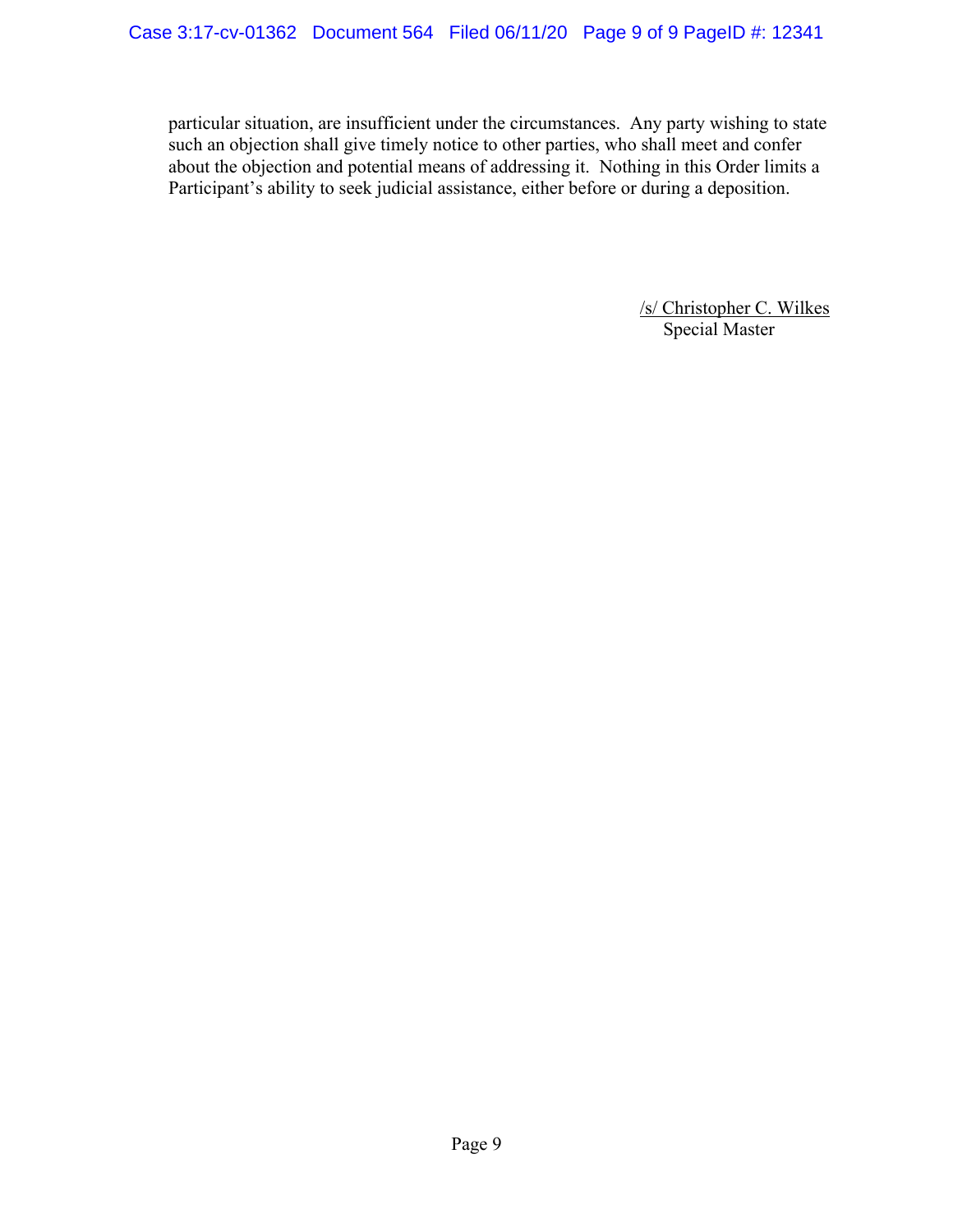particular situation, are insufficient under the circumstances. Any party wishing to state such an objection shall give timely notice to other parties, who shall meet and confer about the objection and potential means of addressing it. Nothing in this Order limits a Participant's ability to seek judicial assistance, either before or during a deposition.

/s/ Christopher C. Wilkes
Special Master